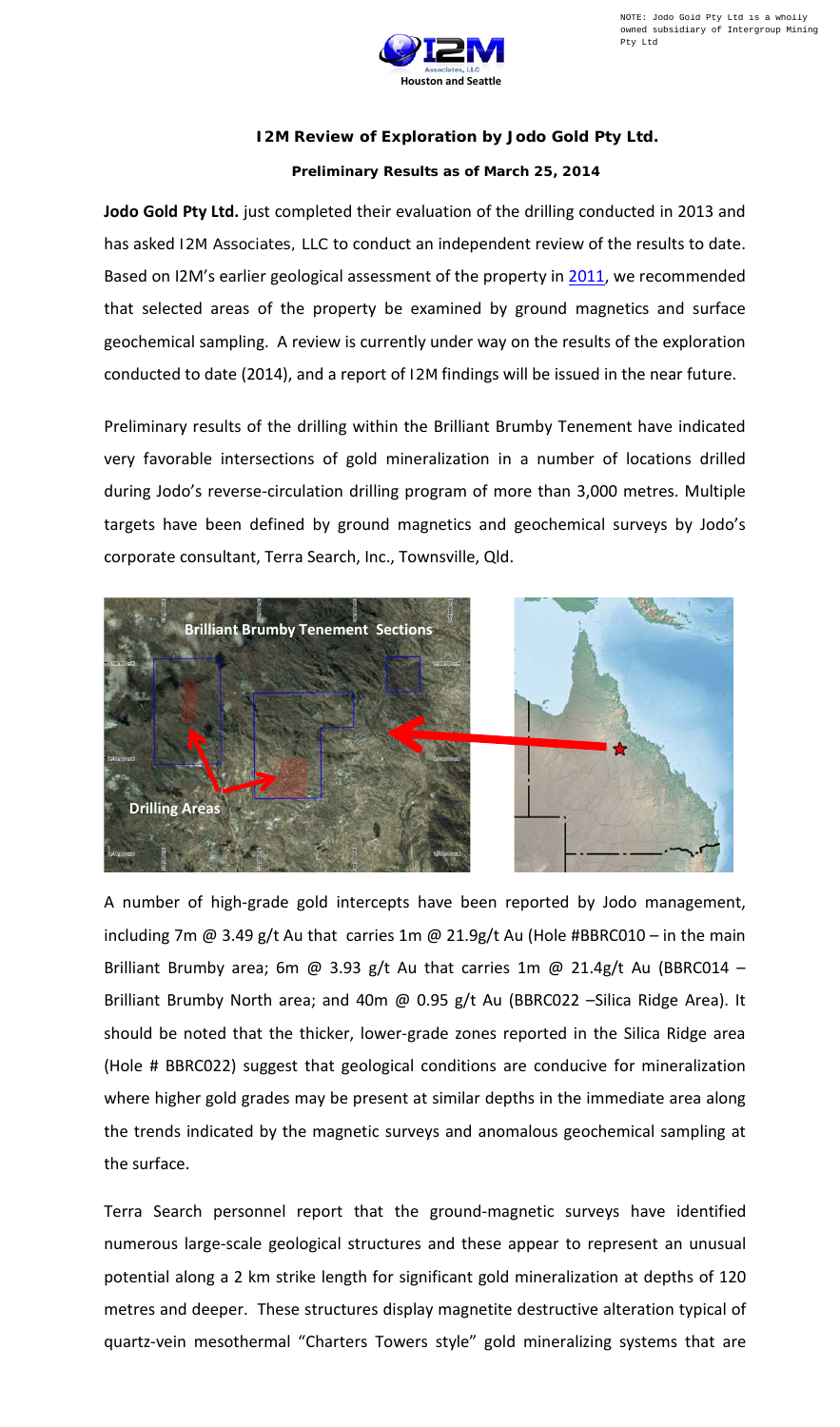NOTE: Jodo Gold Pty Ltd is a wholly owned subsidiary of Intergroup Mining Pty Ltd

I2M Associates, LLC
Houston and Seattle

### I2M Review of Exploration by Jodo Gold Pty Ltd.

**Preliminary Results as of March 25, 2014**

**Jodo Gold Pty Ltd.** just completed their evaluation of the drilling conducted in 2013 and has asked I2M Associates, LLC to conduct an independent review of the results to date. Based on I2M's earlier geological assessment of the property in 2011, we recommended that selected areas of the property be examined by ground magnetics and surface geochemical sampling. A review is currently under way on the results of the exploration conducted to date (2014), and a report of I2M findings will be issued in the near future.

Preliminary results of the drilling within the Brilliant Brumby Tenement have indicated very favorable intersections of gold mineralization in a number of locations drilled during Jodo's reverse-circulation drilling program of more than 3,000 metres. Multiple targets have been defined by ground magnetics and geochemical surveys by Jodo's corporate consultant, Terra Search, Inc., Townsville, Qld.

Brilliant Brumby Tenement Sections

Drilling Areas

A number of high-grade gold intercepts have been reported by Jodo management, including 7m @ 3.49 g/t Au that carries 1m @ 21.9g/t Au (Hole #BBRC010 – in the main Brilliant Brumby area; 6m @ 3.93 g/t Au that carries 1m @ 21.4g/t Au (BBRC014 – Brilliant Brumby North area; and 40m @ 0.95 g/t Au (BBRC022 –Silica Ridge Area). It should be noted that the thicker, lower-grade zones reported in the Silica Ridge area (Hole # BBRC022) suggest that geological conditions are conducive for mineralization where higher gold grades may be present at similar depths in the immediate area along the trends indicated by the magnetic surveys and anomalous geochemical sampling at the surface.

Terra Search personnel report that the ground-magnetic surveys have identified numerous large-scale geological structures and these appear to represent an unusual potential along a 2 km strike length for significant gold mineralization at depths of 120 metres and deeper. These structures display magnetite destructive alteration typical of quartz-vein mesothermal "Charters Towers style" gold mineralizing systems that are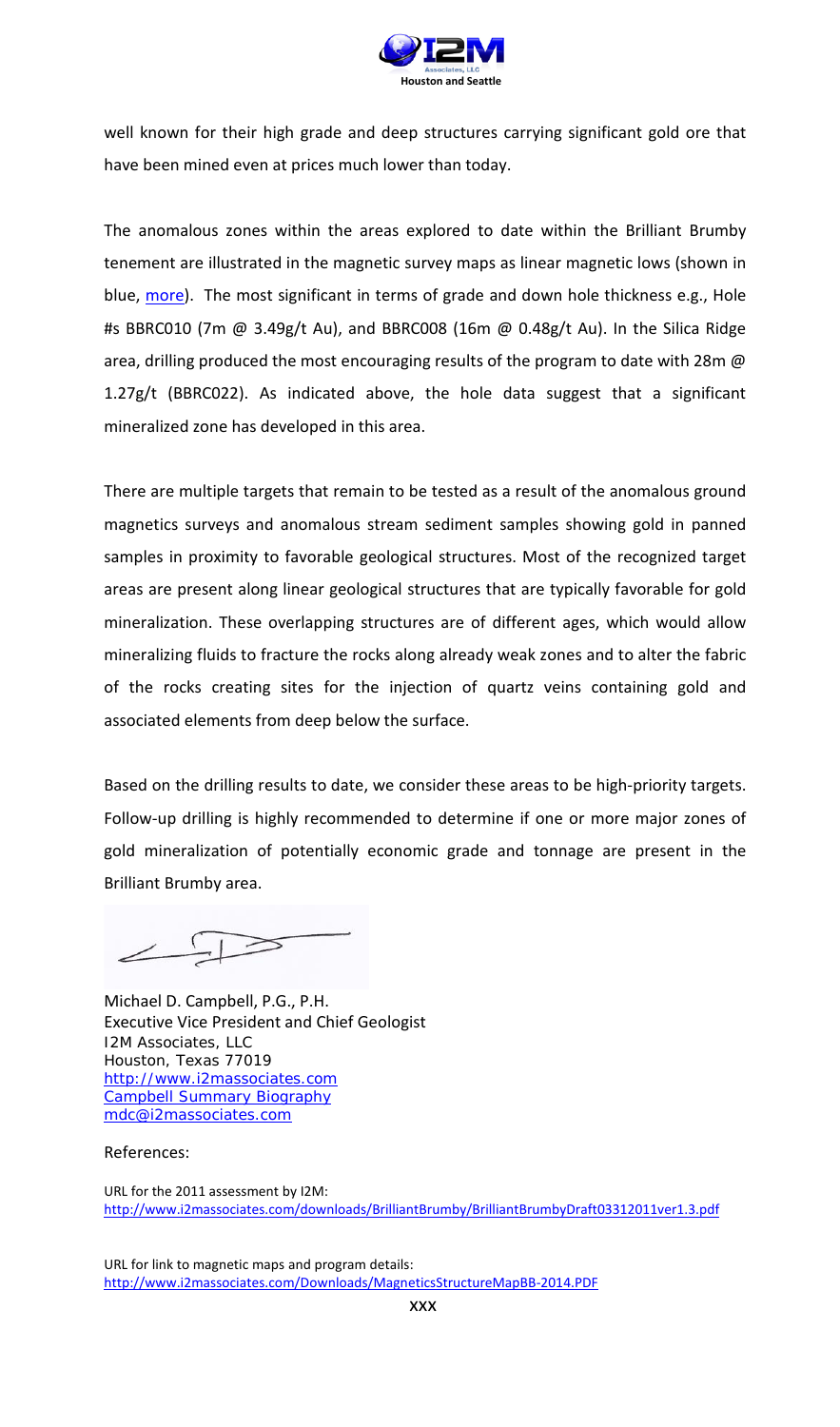well known for their high grade and deep structures carrying significant gold ore that have been mined even at prices much lower than today.

The anomalous zones within the areas explored to date within the Brilliant Brumby tenement are illustrated in the magnetic survey maps as linear magnetic lows (shown in blue, more). The most significant in terms of grade and down hole thickness e.g., Hole #s BBRC010 (7m @ 3.49g/t Au), and BBRC008 (16m @ 0.48g/t Au). In the Silica Ridge area, drilling produced the most encouraging results of the program to date with 28m @ 1.27g/t (BBRC022). As indicated above, the hole data suggest that a significant mineralized zone has developed in this area.

There are multiple targets that remain to be tested as a result of the anomalous ground magnetics surveys and anomalous stream sediment samples showing gold in panned samples in proximity to favorable geological structures. Most of the recognized target areas are present along linear geological structures that are typically favorable for gold mineralization. These overlapping structures are of different ages, which would allow mineralizing fluids to fracture the rocks along already weak zones and to alter the fabric of the rocks creating sites for the injection of quartz veins containing gold and associated elements from deep below the surface.

Based on the drilling results to date, we consider these areas to be high-priority targets. Follow-up drilling is highly recommended to determine if one or more major zones of gold mineralization of potentially economic grade and tonnage are present in the Brilliant Brumby area.

Michael D. Campbell, P.G., P.H.
Executive Vice President and Chief Geologist
I2M Associates, LLC
Houston, Texas 77019
http://www.i2massociates.com
Campbell Summary Biography
mdc@i2massociates.com

References:

URL for the 2011 assessment by I2M:
http://www.i2massociates.com/downloads/BrilliantBrumby/BrilliantBrumbyDraft03312011ver1.3.pdf

URL for link to magnetic maps and program details:
http://www.i2massociates.com/Downloads/MagneticsStructureMapBB-2014.PDF

xxx